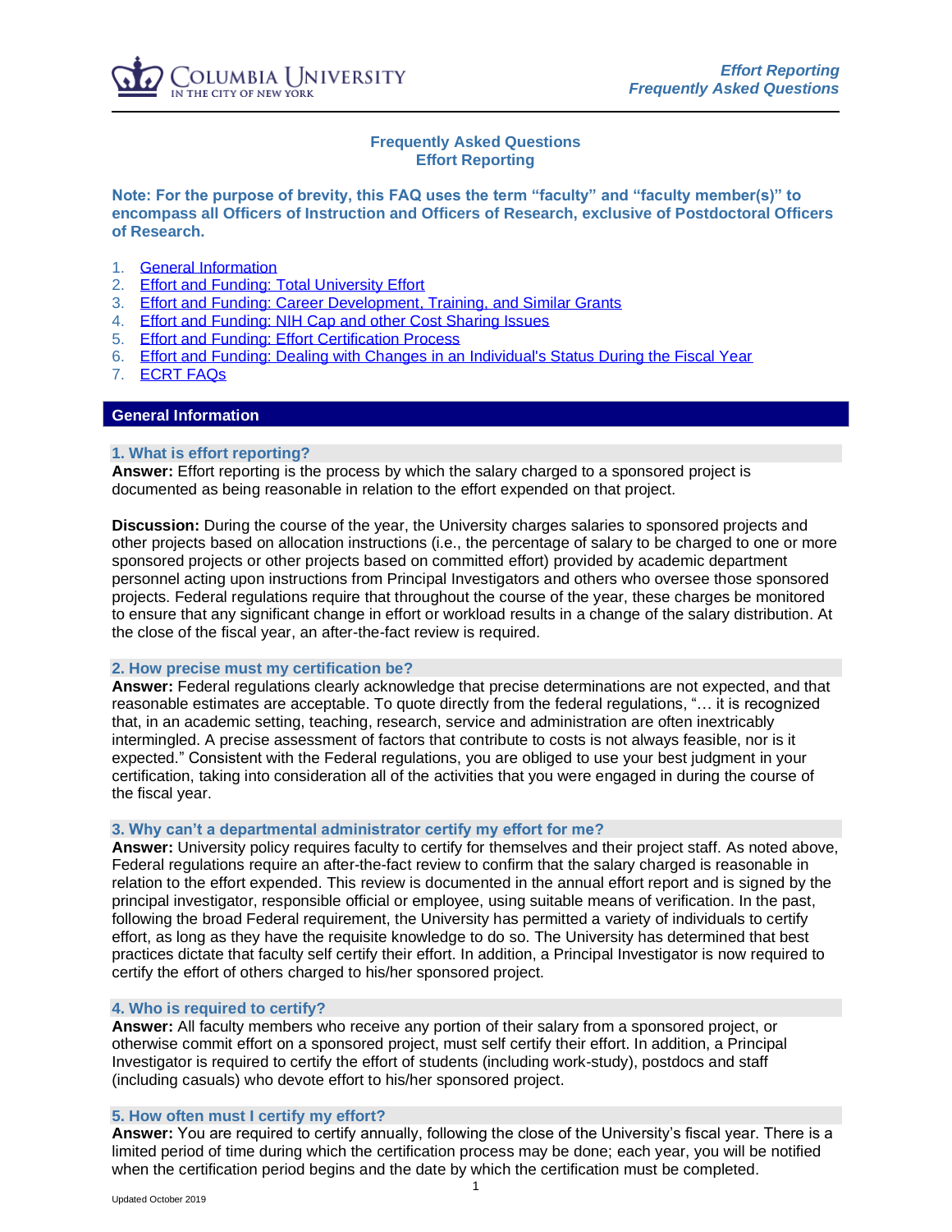# Frequently Asked Questions
# Effort Reporting

**Note: For the purpose of brevity, this FAQ uses the term "faculty" and "faculty member(s)" to encompass all Officers of Instruction and Officers of Research, exclusive of Postdoctoral Officers of Research.**

1. General Information
2. Effort and Funding: Total University Effort
3. Effort and Funding: Career Development, Training, and Similar Grants
4. Effort and Funding: NIH Cap and other Cost Sharing Issues
5. Effort and Funding: Effort Certification Process
6. Effort and Funding: Dealing with Changes in an Individual's Status During the Fiscal Year
7. ECRT FAQs

## General Information

### 1. What is effort reporting?

**Answer:** Effort reporting is the process by which the salary charged to a sponsored project is documented as being reasonable in relation to the effort expended on that project.

**Discussion:** During the course of the year, the University charges salaries to sponsored projects and other projects based on allocation instructions (i.e., the percentage of salary to be charged to one or more sponsored projects or other projects based on committed effort) provided by academic department personnel acting upon instructions from Principal Investigators and others who oversee those sponsored projects. Federal regulations require that throughout the course of the year, these charges be monitored to ensure that any significant change in effort or workload results in a change of the salary distribution. At the close of the fiscal year, an after-the-fact review is required.

### 2. How precise must my certification be?

**Answer:** Federal regulations clearly acknowledge that precise determinations are not expected, and that reasonable estimates are acceptable. To quote directly from the federal regulations, "… it is recognized that, in an academic setting, teaching, research, service and administration are often inextricably intermingled. A precise assessment of factors that contribute to costs is not always feasible, nor is it expected." Consistent with the Federal regulations, you are obliged to use your best judgment in your certification, taking into consideration all of the activities that you were engaged in during the course of the fiscal year.

### 3. Why can't a departmental administrator certify my effort for me?

**Answer:** University policy requires faculty to certify for themselves and their project staff. As noted above, Federal regulations require an after-the-fact review to confirm that the salary charged is reasonable in relation to the effort expended. This review is documented in the annual effort report and is signed by the principal investigator, responsible official or employee, using suitable means of verification. In the past, following the broad Federal requirement, the University has permitted a variety of individuals to certify effort, as long as they have the requisite knowledge to do so. The University has determined that best practices dictate that faculty self certify their effort. In addition, a Principal Investigator is now required to certify the effort of others charged to his/her sponsored project.

### 4. Who is required to certify?

**Answer:** All faculty members who receive any portion of their salary from a sponsored project, or otherwise commit effort on a sponsored project, must self certify their effort. In addition, a Principal Investigator is required to certify the effort of students (including work-study), postdocs and staff (including casuals) who devote effort to his/her sponsored project.

### 5. How often must I certify my effort?

**Answer:** You are required to certify annually, following the close of the University's fiscal year. There is a limited period of time during which the certification process may be done; each year, you will be notified when the certification period begins and the date by which the certification must be completed.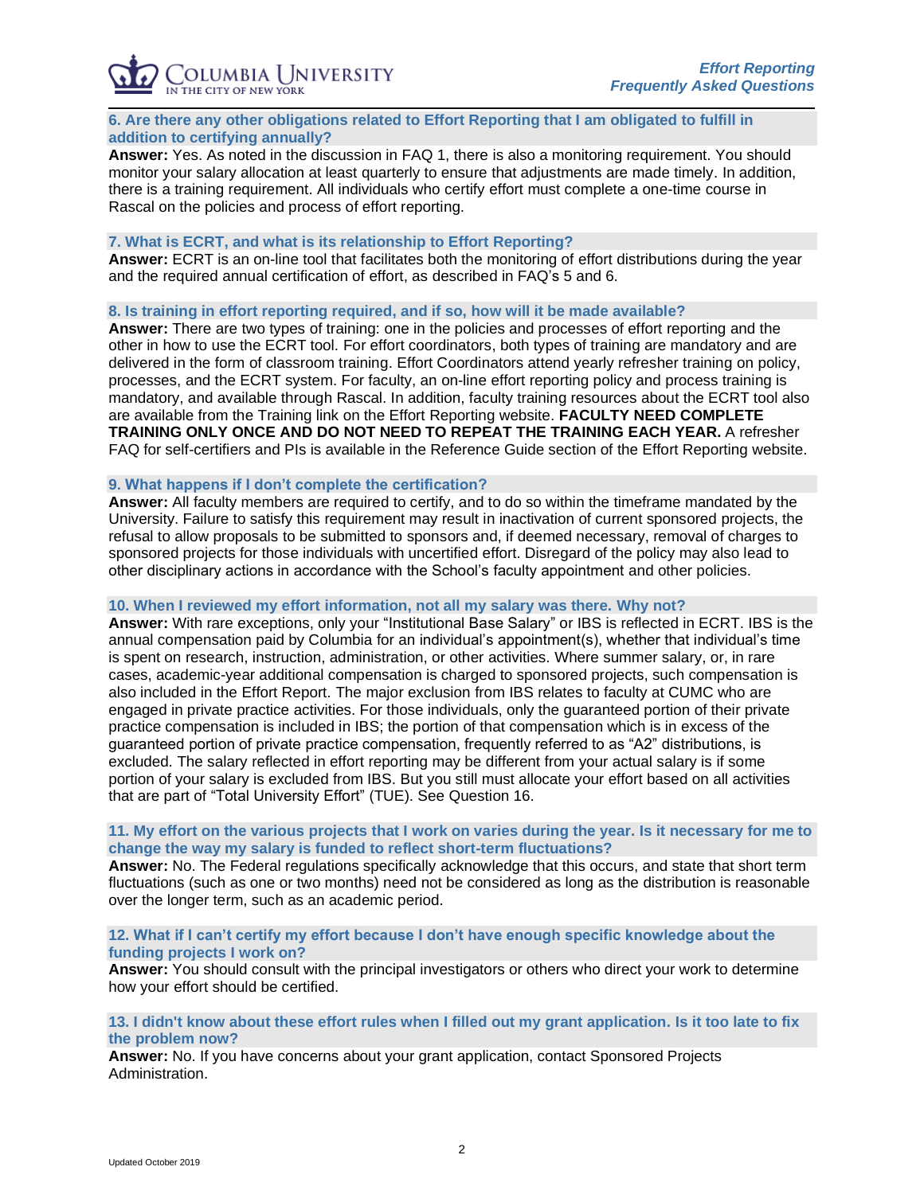### 6. Are there any other obligations related to Effort Reporting that I am obligated to fulfill in addition to certifying annually?

**Answer:** Yes. As noted in the discussion in FAQ 1, there is also a monitoring requirement. You should monitor your salary allocation at least quarterly to ensure that adjustments are made timely. In addition, there is a training requirement. All individuals who certify effort must complete a one-time course in Rascal on the policies and process of effort reporting.

### 7. What is ECRT, and what is its relationship to Effort Reporting?

**Answer:** ECRT is an on-line tool that facilitates both the monitoring of effort distributions during the year and the required annual certification of effort, as described in FAQ's 5 and 6.

### 8. Is training in effort reporting required, and if so, how will it be made available?

**Answer:** There are two types of training: one in the policies and processes of effort reporting and the other in how to use the ECRT tool. For effort coordinators, both types of training are mandatory and are delivered in the form of classroom training. Effort Coordinators attend yearly refresher training on policy, processes, and the ECRT system. For faculty, an on-line effort reporting policy and process training is mandatory, and available through Rascal. In addition, faculty training resources about the ECRT tool also are available from the Training link on the Effort Reporting website. **FACULTY NEED COMPLETE TRAINING ONLY ONCE AND DO NOT NEED TO REPEAT THE TRAINING EACH YEAR.** A refresher FAQ for self-certifiers and PIs is available in the Reference Guide section of the Effort Reporting website.

### 9. What happens if I don't complete the certification?

**Answer:** All faculty members are required to certify, and to do so within the timeframe mandated by the University. Failure to satisfy this requirement may result in inactivation of current sponsored projects, the refusal to allow proposals to be submitted to sponsors and, if deemed necessary, removal of charges to sponsored projects for those individuals with uncertified effort. Disregard of the policy may also lead to other disciplinary actions in accordance with the School's faculty appointment and other policies.

### 10. When I reviewed my effort information, not all my salary was there. Why not?

**Answer:** With rare exceptions, only your "Institutional Base Salary" or IBS is reflected in ECRT. IBS is the annual compensation paid by Columbia for an individual's appointment(s), whether that individual's time is spent on research, instruction, administration, or other activities. Where summer salary, or, in rare cases, academic-year additional compensation is charged to sponsored projects, such compensation is also included in the Effort Report. The major exclusion from IBS relates to faculty at CUMC who are engaged in private practice activities. For those individuals, only the guaranteed portion of their private practice compensation is included in IBS; the portion of that compensation which is in excess of the guaranteed portion of private practice compensation, frequently referred to as "A2" distributions, is excluded. The salary reflected in effort reporting may be different from your actual salary is if some portion of your salary is excluded from IBS. But you still must allocate your effort based on all activities that are part of "Total University Effort" (TUE). See Question 16.

### 11. My effort on the various projects that I work on varies during the year. Is it necessary for me to change the way my salary is funded to reflect short-term fluctuations?

**Answer:** No. The Federal regulations specifically acknowledge that this occurs, and state that short term fluctuations (such as one or two months) need not be considered as long as the distribution is reasonable over the longer term, such as an academic period.

### 12. What if I can't certify my effort because I don't have enough specific knowledge about the funding projects I work on?

**Answer:** You should consult with the principal investigators or others who direct your work to determine how your effort should be certified.

### 13. I didn't know about these effort rules when I filled out my grant application. Is it too late to fix the problem now?

**Answer:** No. If you have concerns about your grant application, contact Sponsored Projects Administration.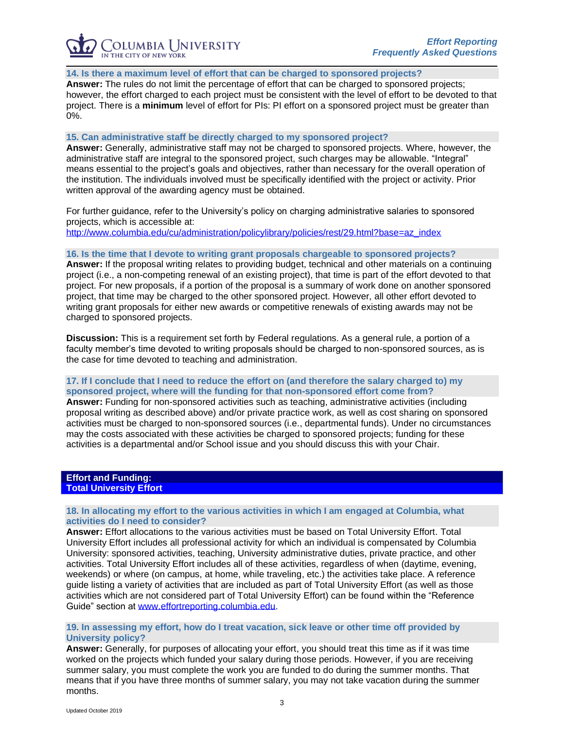### 14. Is there a maximum level of effort that can be charged to sponsored projects?

**Answer:** The rules do not limit the percentage of effort that can be charged to sponsored projects; however, the effort charged to each project must be consistent with the level of effort to be devoted to that project. There is a **minimum** level of effort for PIs: PI effort on a sponsored project must be greater than 0%.

### 15. Can administrative staff be directly charged to my sponsored project?

**Answer:** Generally, administrative staff may not be charged to sponsored projects. Where, however, the administrative staff are integral to the sponsored project, such charges may be allowable. "Integral" means essential to the project's goals and objectives, rather than necessary for the overall operation of the institution. The individuals involved must be specifically identified with the project or activity. Prior written approval of the awarding agency must be obtained.

For further guidance, refer to the University's policy on charging administrative salaries to sponsored projects, which is accessible at:
http://www.columbia.edu/cu/administration/policylibrary/policies/rest/29.html?base=az_index

### 16. Is the time that I devote to writing grant proposals chargeable to sponsored projects?

**Answer:** If the proposal writing relates to providing budget, technical and other materials on a continuing project (i.e., a non-competing renewal of an existing project), that time is part of the effort devoted to that project. For new proposals, if a portion of the proposal is a summary of work done on another sponsored project, that time may be charged to the other sponsored project. However, all other effort devoted to writing grant proposals for either new awards or competitive renewals of existing awards may not be charged to sponsored projects.

**Discussion:** This is a requirement set forth by Federal regulations. As a general rule, a portion of a faculty member's time devoted to writing proposals should be charged to non-sponsored sources, as is the case for time devoted to teaching and administration.

### 17. If I conclude that I need to reduce the effort on (and therefore the salary charged to) my sponsored project, where will the funding for that non-sponsored effort come from?

**Answer:** Funding for non-sponsored activities such as teaching, administrative activities (including proposal writing as described above) and/or private practice work, as well as cost sharing on sponsored activities must be charged to non-sponsored sources (i.e., departmental funds). Under no circumstances may the costs associated with these activities be charged to sponsored projects; funding for these activities is a departmental and/or School issue and you should discuss this with your Chair.

## Effort and Funding:
## Total University Effort

### 18. In allocating my effort to the various activities in which I am engaged at Columbia, what activities do I need to consider?

**Answer:** Effort allocations to the various activities must be based on Total University Effort. Total University Effort includes all professional activity for which an individual is compensated by Columbia University: sponsored activities, teaching, University administrative duties, private practice, and other activities. Total University Effort includes all of these activities, regardless of when (daytime, evening, weekends) or where (on campus, at home, while traveling, etc.) the activities take place. A reference guide listing a variety of activities that are included as part of Total University Effort (as well as those activities which are not considered part of Total University Effort) can be found within the "Reference Guide" section at www.effortreporting.columbia.edu.

### 19. In assessing my effort, how do I treat vacation, sick leave or other time off provided by University policy?

**Answer:** Generally, for purposes of allocating your effort, you should treat this time as if it was time worked on the projects which funded your salary during those periods. However, if you are receiving summer salary, you must complete the work you are funded to do during the summer months. That means that if you have three months of summer salary, you may not take vacation during the summer months.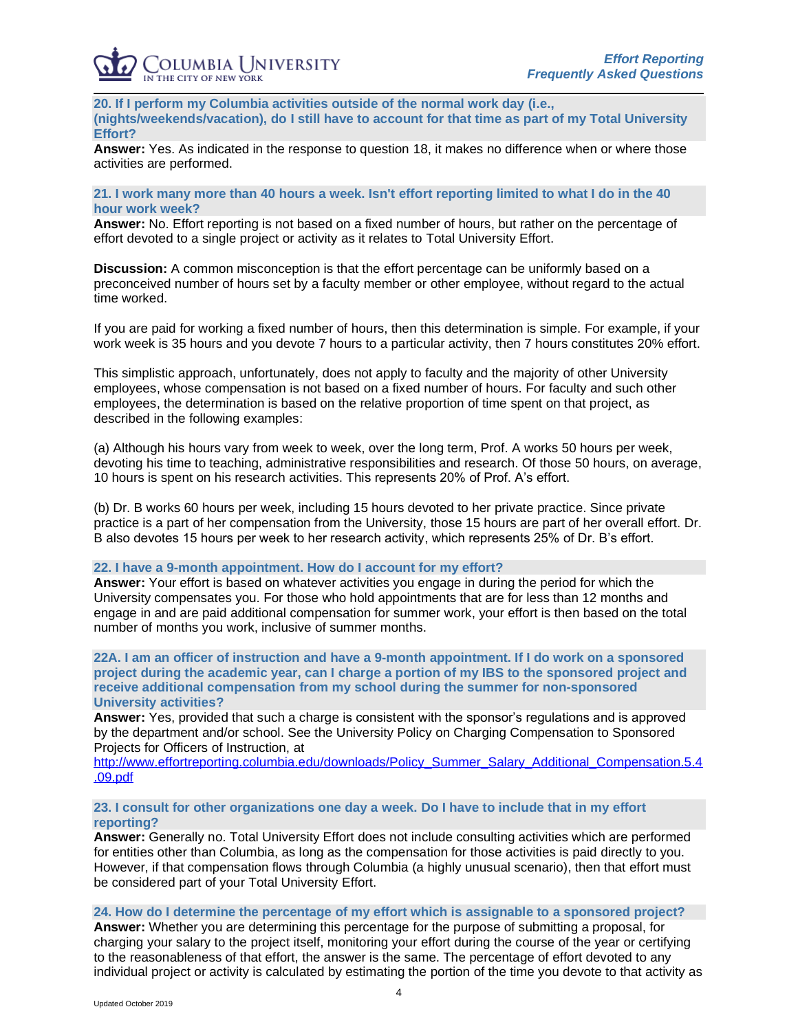**20. If I perform my Columbia activities outside of the normal work day (i.e., (nights/weekends/vacation), do I still have to account for that time as part of my Total University Effort?**

**Answer:** Yes. As indicated in the response to question 18, it makes no difference when or where those activities are performed.

**21. I work many more than 40 hours a week. Isn't effort reporting limited to what I do in the 40 hour work week?**

**Answer:** No. Effort reporting is not based on a fixed number of hours, but rather on the percentage of effort devoted to a single project or activity as it relates to Total University Effort.

**Discussion:** A common misconception is that the effort percentage can be uniformly based on a preconceived number of hours set by a faculty member or other employee, without regard to the actual time worked.

If you are paid for working a fixed number of hours, then this determination is simple. For example, if your work week is 35 hours and you devote 7 hours to a particular activity, then 7 hours constitutes 20% effort.

This simplistic approach, unfortunately, does not apply to faculty and the majority of other University employees, whose compensation is not based on a fixed number of hours. For faculty and such other employees, the determination is based on the relative proportion of time spent on that project, as described in the following examples:

(a) Although his hours vary from week to week, over the long term, Prof. A works 50 hours per week, devoting his time to teaching, administrative responsibilities and research. Of those 50 hours, on average, 10 hours is spent on his research activities. This represents 20% of Prof. A's effort.

(b) Dr. B works 60 hours per week, including 15 hours devoted to her private practice. Since private practice is a part of her compensation from the University, those 15 hours are part of her overall effort. Dr. B also devotes 15 hours per week to her research activity, which represents 25% of Dr. B's effort.

**22. I have a 9-month appointment. How do I account for my effort?**

**Answer:** Your effort is based on whatever activities you engage in during the period for which the University compensates you. For those who hold appointments that are for less than 12 months and engage in and are paid additional compensation for summer work, your effort is then based on the total number of months you work, inclusive of summer months.

**22A. I am an officer of instruction and have a 9-month appointment. If I do work on a sponsored project during the academic year, can I charge a portion of my IBS to the sponsored project and receive additional compensation from my school during the summer for non-sponsored University activities?**

**Answer:** Yes, provided that such a charge is consistent with the sponsor's regulations and is approved by the department and/or school. See the University Policy on Charging Compensation to Sponsored Projects for Officers of Instruction, at http://www.effortreporting.columbia.edu/downloads/Policy_Summer_Salary_Additional_Compensation.5.4.09.pdf

**23. I consult for other organizations one day a week. Do I have to include that in my effort reporting?**

**Answer:** Generally no. Total University Effort does not include consulting activities which are performed for entities other than Columbia, as long as the compensation for those activities is paid directly to you. However, if that compensation flows through Columbia (a highly unusual scenario), then that effort must be considered part of your Total University Effort.

**24. How do I determine the percentage of my effort which is assignable to a sponsored project?**

**Answer:** Whether you are determining this percentage for the purpose of submitting a proposal, for charging your salary to the project itself, monitoring your effort during the course of the year or certifying to the reasonableness of that effort, the answer is the same. The percentage of effort devoted to any individual project or activity is calculated by estimating the portion of the time you devote to that activity as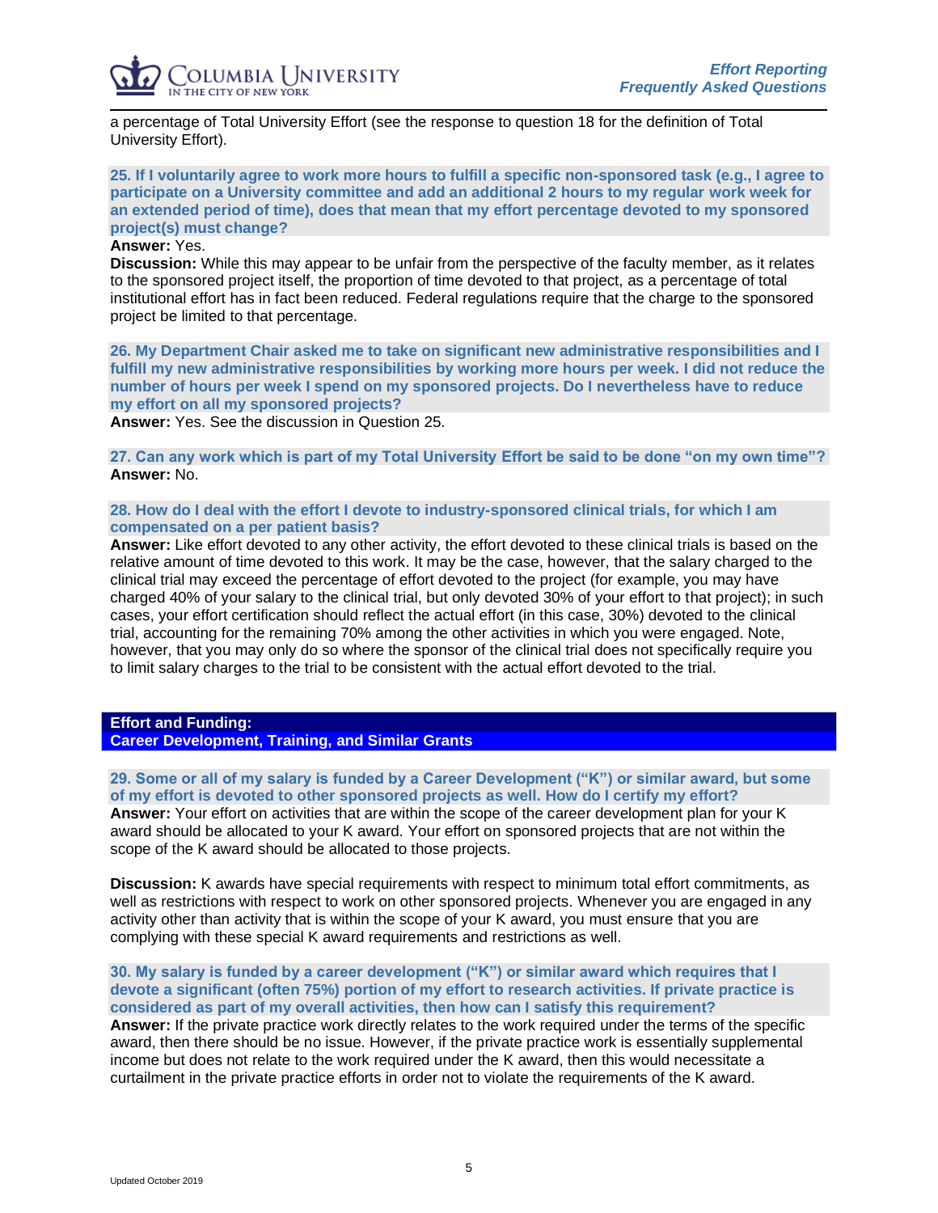a percentage of Total University Effort (see the response to question 18 for the definition of Total University Effort).

**25. If I voluntarily agree to work more hours to fulfill a specific non-sponsored task (e.g., I agree to participate on a University committee and add an additional 2 hours to my regular work week for an extended period of time), does that mean that my effort percentage devoted to my sponsored project(s) must change?**

**Answer:** Yes.

**Discussion:** While this may appear to be unfair from the perspective of the faculty member, as it relates to the sponsored project itself, the proportion of time devoted to that project, as a percentage of total institutional effort has in fact been reduced. Federal regulations require that the charge to the sponsored project be limited to that percentage.

**26. My Department Chair asked me to take on significant new administrative responsibilities and I fulfill my new administrative responsibilities by working more hours per week. I did not reduce the number of hours per week I spend on my sponsored projects. Do I nevertheless have to reduce my effort on all my sponsored projects?**

**Answer:** Yes. See the discussion in Question 25.

**27. Can any work which is part of my Total University Effort be said to be done "on my own time"?**

**Answer:** No.

**28. How do I deal with the effort I devote to industry-sponsored clinical trials, for which I am compensated on a per patient basis?**

**Answer:** Like effort devoted to any other activity, the effort devoted to these clinical trials is based on the relative amount of time devoted to this work. It may be the case, however, that the salary charged to the clinical trial may exceed the percentage of effort devoted to the project (for example, you may have charged 40% of your salary to the clinical trial, but only devoted 30% of your effort to that project); in such cases, your effort certification should reflect the actual effort (in this case, 30%) devoted to the clinical trial, accounting for the remaining 70% among the other activities in which you were engaged. Note, however, that you may only do so where the sponsor of the clinical trial does not specifically require you to limit salary charges to the trial to be consistent with the actual effort devoted to the trial.

## Effort and Funding: Career Development, Training, and Similar Grants

**29. Some or all of my salary is funded by a Career Development ("K") or similar award, but some of my effort is devoted to other sponsored projects as well. How do I certify my effort?**

**Answer:** Your effort on activities that are within the scope of the career development plan for your K award should be allocated to your K award. Your effort on sponsored projects that are not within the scope of the K award should be allocated to those projects.

**Discussion:** K awards have special requirements with respect to minimum total effort commitments, as well as restrictions with respect to work on other sponsored projects. Whenever you are engaged in any activity other than activity that is within the scope of your K award, you must ensure that you are complying with these special K award requirements and restrictions as well.

**30. My salary is funded by a career development ("K") or similar award which requires that I devote a significant (often 75%) portion of my effort to research activities. If private practice is considered as part of my overall activities, then how can I satisfy this requirement?**

**Answer:** If the private practice work directly relates to the work required under the terms of the specific award, then there should be no issue. However, if the private practice work is essentially supplemental income but does not relate to the work required under the K award, then this would necessitate a curtailment in the private practice efforts in order not to violate the requirements of the K award.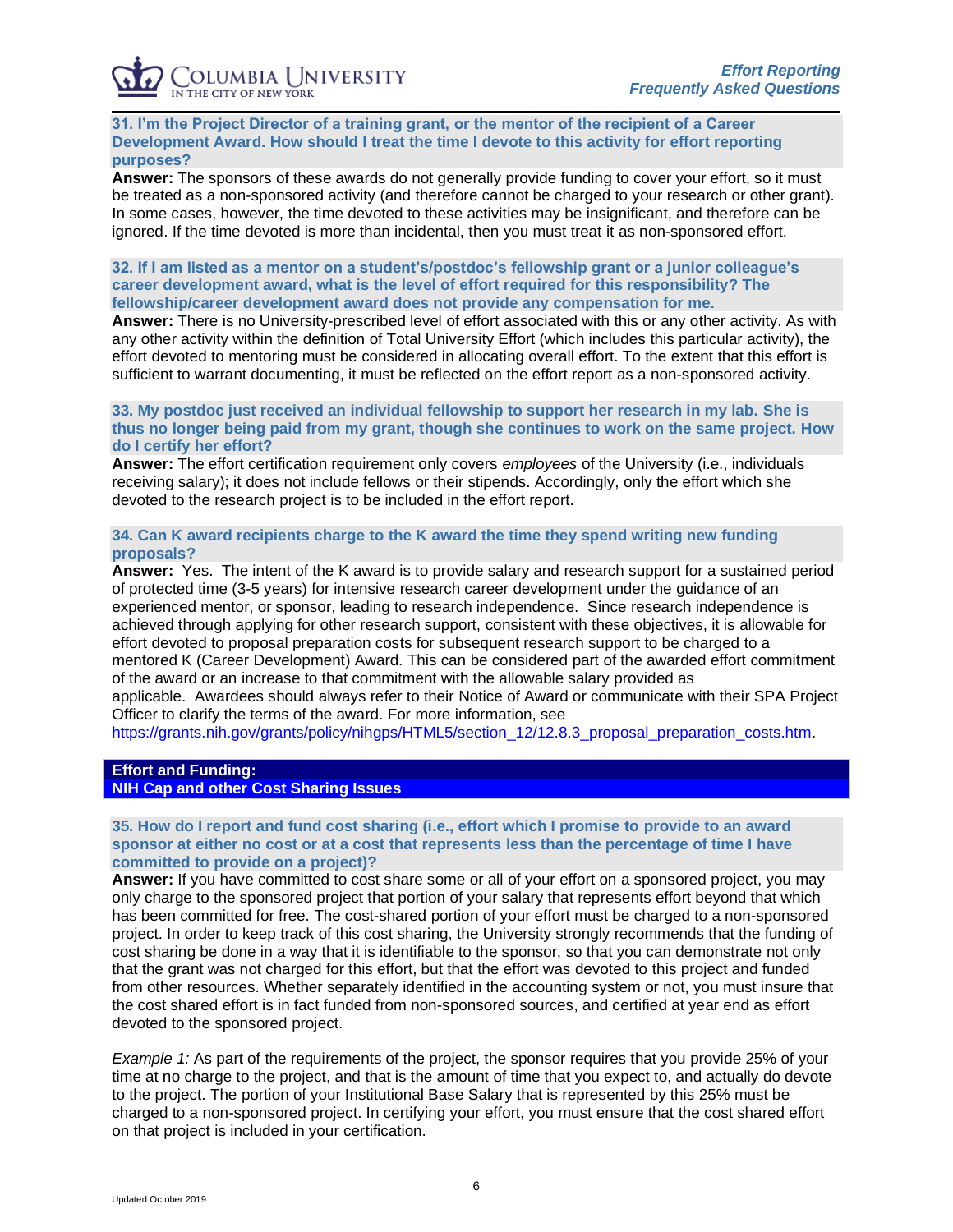### 31. I'm the Project Director of a training grant, or the mentor of the recipient of a Career Development Award. How should I treat the time I devote to this activity for effort reporting purposes?

**Answer:** The sponsors of these awards do not generally provide funding to cover your effort, so it must be treated as a non-sponsored activity (and therefore cannot be charged to your research or other grant). In some cases, however, the time devoted to these activities may be insignificant, and therefore can be ignored. If the time devoted is more than incidental, then you must treat it as non-sponsored effort.

### 32. If I am listed as a mentor on a student's/postdoc's fellowship grant or a junior colleague's career development award, what is the level of effort required for this responsibility? The fellowship/career development award does not provide any compensation for me.

**Answer:** There is no University-prescribed level of effort associated with this or any other activity. As with any other activity within the definition of Total University Effort (which includes this particular activity), the effort devoted to mentoring must be considered in allocating overall effort. To the extent that this effort is sufficient to warrant documenting, it must be reflected on the effort report as a non-sponsored activity.

### 33. My postdoc just received an individual fellowship to support her research in my lab. She is thus no longer being paid from my grant, though she continues to work on the same project. How do I certify her effort?

**Answer:** The effort certification requirement only covers *employees* of the University (i.e., individuals receiving salary); it does not include fellows or their stipends. Accordingly, only the effort which she devoted to the research project is to be included in the effort report.

### 34. Can K award recipients charge to the K award the time they spend writing new funding proposals?

**Answer:** Yes. The intent of the K award is to provide salary and research support for a sustained period of protected time (3-5 years) for intensive research career development under the guidance of an experienced mentor, or sponsor, leading to research independence. Since research independence is achieved through applying for other research support, consistent with these objectives, it is allowable for effort devoted to proposal preparation costs for subsequent research support to be charged to a mentored K (Career Development) Award. This can be considered part of the awarded effort commitment of the award or an increase to that commitment with the allowable salary provided as applicable. Awardees should always refer to their Notice of Award or communicate with their SPA Project Officer to clarify the terms of the award. For more information, see https://grants.nih.gov/grants/policy/nihgps/HTML5/section_12/12.8.3_proposal_preparation_costs.htm.

## Effort and Funding: NIH Cap and other Cost Sharing Issues

### 35. How do I report and fund cost sharing (i.e., effort which I promise to provide to an award sponsor at either no cost or at a cost that represents less than the percentage of time I have committed to provide on a project)?

**Answer:** If you have committed to cost share some or all of your effort on a sponsored project, you may only charge to the sponsored project that portion of your salary that represents effort beyond that which has been committed for free. The cost-shared portion of your effort must be charged to a non-sponsored project. In order to keep track of this cost sharing, the University strongly recommends that the funding of cost sharing be done in a way that it is identifiable to the sponsor, so that you can demonstrate not only that the grant was not charged for this effort, but that the effort was devoted to this project and funded from other resources. Whether separately identified in the accounting system or not, you must insure that the cost shared effort is in fact funded from non-sponsored sources, and certified at year end as effort devoted to the sponsored project.

*Example 1:* As part of the requirements of the project, the sponsor requires that you provide 25% of your time at no charge to the project, and that is the amount of time that you expect to, and actually do devote to the project. The portion of your Institutional Base Salary that is represented by this 25% must be charged to a non-sponsored project. In certifying your effort, you must ensure that the cost shared effort on that project is included in your certification.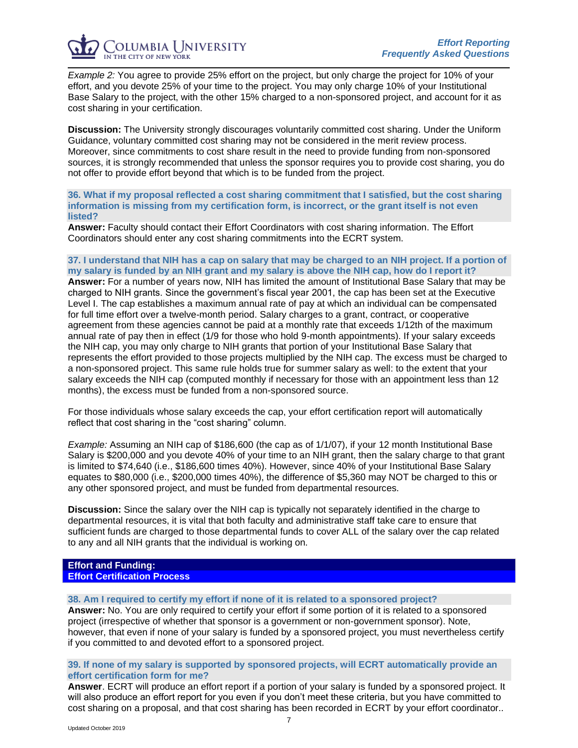*Example 2:* You agree to provide 25% effort on the project, but only charge the project for 10% of your effort, and you devote 25% of your time to the project. You may only charge 10% of your Institutional Base Salary to the project, with the other 15% charged to a non-sponsored project, and account for it as cost sharing in your certification.

**Discussion:** The University strongly discourages voluntarily committed cost sharing. Under the Uniform Guidance, voluntary committed cost sharing may not be considered in the merit review process. Moreover, since commitments to cost share result in the need to provide funding from non-sponsored sources, it is strongly recommended that unless the sponsor requires you to provide cost sharing, you do not offer to provide effort beyond that which is to be funded from the project.

### 36. What if my proposal reflected a cost sharing commitment that I satisfied, but the cost sharing information is missing from my certification form, is incorrect, or the grant itself is not even listed?

**Answer:** Faculty should contact their Effort Coordinators with cost sharing information. The Effort Coordinators should enter any cost sharing commitments into the ECRT system.

### 37. I understand that NIH has a cap on salary that may be charged to an NIH project. If a portion of my salary is funded by an NIH grant and my salary is above the NIH cap, how do I report it?

**Answer:** For a number of years now, NIH has limited the amount of Institutional Base Salary that may be charged to NIH grants. Since the government's fiscal year 2001, the cap has been set at the Executive Level I. The cap establishes a maximum annual rate of pay at which an individual can be compensated for full time effort over a twelve-month period. Salary charges to a grant, contract, or cooperative agreement from these agencies cannot be paid at a monthly rate that exceeds 1/12th of the maximum annual rate of pay then in effect (1/9 for those who hold 9-month appointments). If your salary exceeds the NIH cap, you may only charge to NIH grants that portion of your Institutional Base Salary that represents the effort provided to those projects multiplied by the NIH cap. The excess must be charged to a non-sponsored project. This same rule holds true for summer salary as well: to the extent that your salary exceeds the NIH cap (computed monthly if necessary for those with an appointment less than 12 months), the excess must be funded from a non-sponsored source.

For those individuals whose salary exceeds the cap, your effort certification report will automatically reflect that cost sharing in the "cost sharing" column.

*Example:* Assuming an NIH cap of $186,600 (the cap as of 1/1/07), if your 12 month Institutional Base Salary is $200,000 and you devote 40% of your time to an NIH grant, then the salary charge to that grant is limited to $74,640 (i.e., $186,600 times 40%). However, since 40% of your Institutional Base Salary equates to $80,000 (i.e., $200,000 times 40%), the difference of $5,360 may NOT be charged to this or any other sponsored project, and must be funded from departmental resources.

**Discussion:** Since the salary over the NIH cap is typically not separately identified in the charge to departmental resources, it is vital that both faculty and administrative staff take care to ensure that sufficient funds are charged to those departmental funds to cover ALL of the salary over the cap related to any and all NIH grants that the individual is working on.

## Effort and Funding: Effort Certification Process

### 38. Am I required to certify my effort if none of it is related to a sponsored project?

**Answer:** No. You are only required to certify your effort if some portion of it is related to a sponsored project (irrespective of whether that sponsor is a government or non-government sponsor). Note, however, that even if none of your salary is funded by a sponsored project, you must nevertheless certify if you committed to and devoted effort to a sponsored project.

### 39. If none of my salary is supported by sponsored projects, will ECRT automatically provide an effort certification form for me?

**Answer**. ECRT will produce an effort report if a portion of your salary is funded by a sponsored project. It will also produce an effort report for you even if you don't meet these criteria, but you have committed to cost sharing on a proposal, and that cost sharing has been recorded in ECRT by your effort coordinator..

Updated October 2019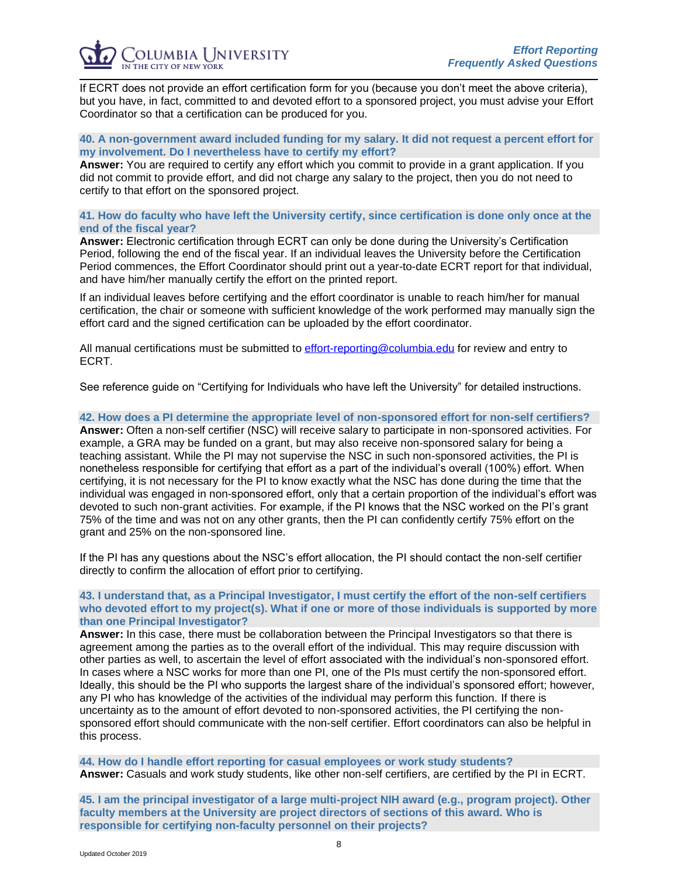If ECRT does not provide an effort certification form for you (because you don't meet the above criteria), but you have, in fact, committed to and devoted effort to a sponsored project, you must advise your Effort Coordinator so that a certification can be produced for you.

### 40. A non-government award included funding for my salary. It did not request a percent effort for my involvement. Do I nevertheless have to certify my effort?

**Answer:** You are required to certify any effort which you commit to provide in a grant application. If you did not commit to provide effort, and did not charge any salary to the project, then you do not need to certify to that effort on the sponsored project.

### 41. How do faculty who have left the University certify, since certification is done only once at the end of the fiscal year?

**Answer:** Electronic certification through ECRT can only be done during the University's Certification Period, following the end of the fiscal year. If an individual leaves the University before the Certification Period commences, the Effort Coordinator should print out a year-to-date ECRT report for that individual, and have him/her manually certify the effort on the printed report.

If an individual leaves before certifying and the effort coordinator is unable to reach him/her for manual certification, the chair or someone with sufficient knowledge of the work performed may manually sign the effort card and the signed certification can be uploaded by the effort coordinator.

All manual certifications must be submitted to effort-reporting@columbia.edu for review and entry to ECRT.

See reference guide on "Certifying for Individuals who have left the University" for detailed instructions.

### 42. How does a PI determine the appropriate level of non-sponsored effort for non-self certifiers?

**Answer:** Often a non-self certifier (NSC) will receive salary to participate in non-sponsored activities. For example, a GRA may be funded on a grant, but may also receive non-sponsored salary for being a teaching assistant. While the PI may not supervise the NSC in such non-sponsored activities, the PI is nonetheless responsible for certifying that effort as a part of the individual's overall (100%) effort. When certifying, it is not necessary for the PI to know exactly what the NSC has done during the time that the individual was engaged in non-sponsored effort, only that a certain proportion of the individual's effort was devoted to such non-grant activities. For example, if the PI knows that the NSC worked on the PI's grant 75% of the time and was not on any other grants, then the PI can confidently certify 75% effort on the grant and 25% on the non-sponsored line.

If the PI has any questions about the NSC's effort allocation, the PI should contact the non-self certifier directly to confirm the allocation of effort prior to certifying.

### 43. I understand that, as a Principal Investigator, I must certify the effort of the non-self certifiers who devoted effort to my project(s). What if one or more of those individuals is supported by more than one Principal Investigator?

**Answer:** In this case, there must be collaboration between the Principal Investigators so that there is agreement among the parties as to the overall effort of the individual. This may require discussion with other parties as well, to ascertain the level of effort associated with the individual's non-sponsored effort. In cases where a NSC works for more than one PI, one of the PIs must certify the non-sponsored effort. Ideally, this should be the PI who supports the largest share of the individual's sponsored effort; however, any PI who has knowledge of the activities of the individual may perform this function. If there is uncertainty as to the amount of effort devoted to non-sponsored activities, the PI certifying the non-sponsored effort should communicate with the non-self certifier. Effort coordinators can also be helpful in this process.

### 44. How do I handle effort reporting for casual employees or work study students?

**Answer:** Casuals and work study students, like other non-self certifiers, are certified by the PI in ECRT.

### 45. I am the principal investigator of a large multi-project NIH award (e.g., program project). Other faculty members at the University are project directors of sections of this award. Who is responsible for certifying non-faculty personnel on their projects?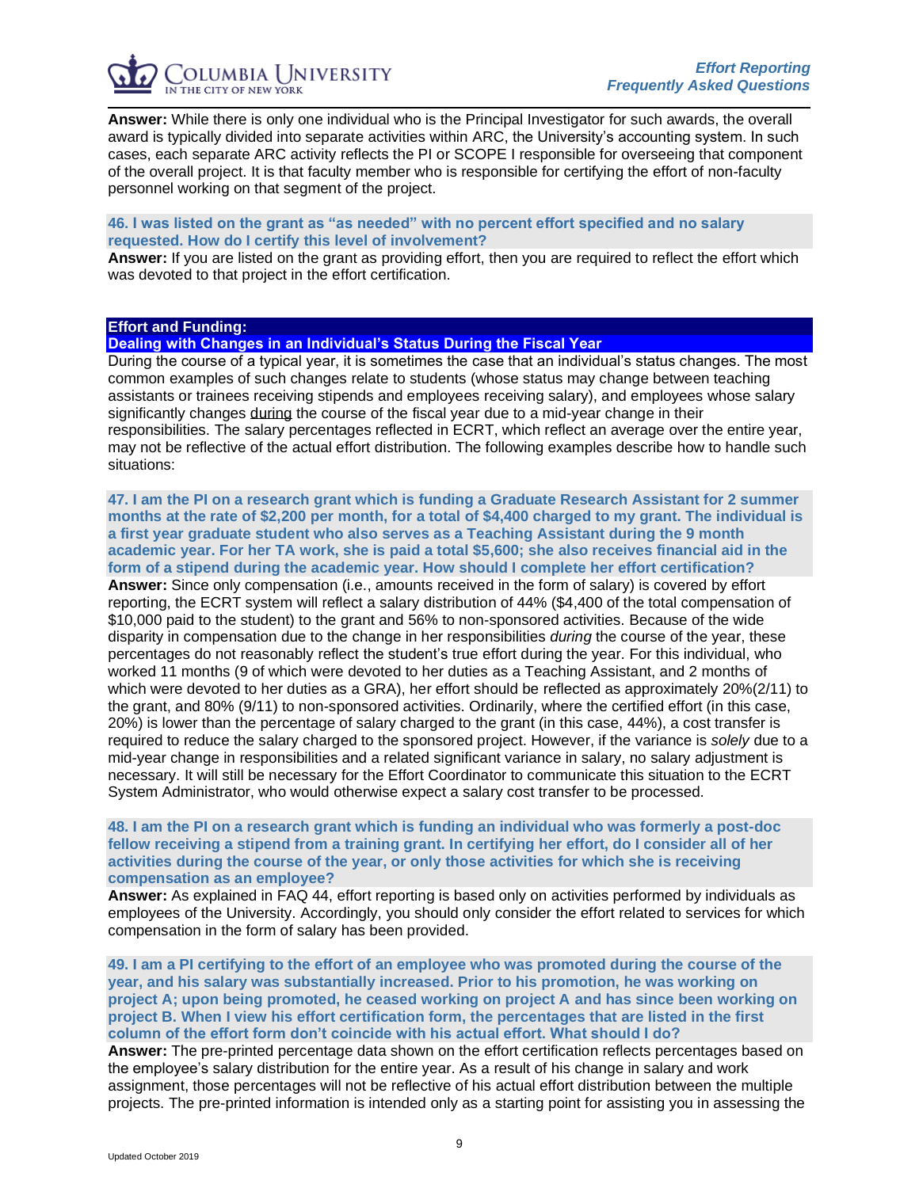**Answer:** While there is only one individual who is the Principal Investigator for such awards, the overall award is typically divided into separate activities within ARC, the University's accounting system. In such cases, each separate ARC activity reflects the PI or SCOPE I responsible for overseeing that component of the overall project. It is that faculty member who is responsible for certifying the effort of non-faculty personnel working on that segment of the project.

**46. I was listed on the grant as "as needed" with no percent effort specified and no salary requested. How do I certify this level of involvement?**

**Answer:** If you are listed on the grant as providing effort, then you are required to reflect the effort which was devoted to that project in the effort certification.

## Effort and Funding:

### Dealing with Changes in an Individual's Status During the Fiscal Year

During the course of a typical year, it is sometimes the case that an individual's status changes. The most common examples of such changes relate to students (whose status may change between teaching assistants or trainees receiving stipends and employees receiving salary), and employees whose salary significantly changes during the course of the fiscal year due to a mid-year change in their responsibilities. The salary percentages reflected in ECRT, which reflect an average over the entire year, may not be reflective of the actual effort distribution. The following examples describe how to handle such situations:

**47. I am the PI on a research grant which is funding a Graduate Research Assistant for 2 summer months at the rate of $2,200 per month, for a total of $4,400 charged to my grant. The individual is a first year graduate student who also serves as a Teaching Assistant during the 9 month academic year. For her TA work, she is paid a total $5,600; she also receives financial aid in the form of a stipend during the academic year. How should I complete her effort certification?**

**Answer:** Since only compensation (i.e., amounts received in the form of salary) is covered by effort reporting, the ECRT system will reflect a salary distribution of 44% ($4,400 of the total compensation of $10,000 paid to the student) to the grant and 56% to non-sponsored activities. Because of the wide disparity in compensation due to the change in her responsibilities *during* the course of the year, these percentages do not reasonably reflect the student's true effort during the year. For this individual, who worked 11 months (9 of which were devoted to her duties as a Teaching Assistant, and 2 months of which were devoted to her duties as a GRA), her effort should be reflected as approximately 20%(2/11) to the grant, and 80% (9/11) to non-sponsored activities. Ordinarily, where the certified effort (in this case, 20%) is lower than the percentage of salary charged to the grant (in this case, 44%), a cost transfer is required to reduce the salary charged to the sponsored project. However, if the variance is *solely* due to a mid-year change in responsibilities and a related significant variance in salary, no salary adjustment is necessary. It will still be necessary for the Effort Coordinator to communicate this situation to the ECRT System Administrator, who would otherwise expect a salary cost transfer to be processed.

**48. I am the PI on a research grant which is funding an individual who was formerly a post-doc fellow receiving a stipend from a training grant. In certifying her effort, do I consider all of her activities during the course of the year, or only those activities for which she is receiving compensation as an employee?**

**Answer:** As explained in FAQ 44, effort reporting is based only on activities performed by individuals as employees of the University. Accordingly, you should only consider the effort related to services for which compensation in the form of salary has been provided.

**49. I am a PI certifying to the effort of an employee who was promoted during the course of the year, and his salary was substantially increased. Prior to his promotion, he was working on project A; upon being promoted, he ceased working on project A and has since been working on project B. When I view his effort certification form, the percentages that are listed in the first column of the effort form don't coincide with his actual effort. What should I do?**

**Answer:** The pre-printed percentage data shown on the effort certification reflects percentages based on the employee's salary distribution for the entire year. As a result of his change in salary and work assignment, those percentages will not be reflective of his actual effort distribution between the multiple projects. The pre-printed information is intended only as a starting point for assisting you in assessing the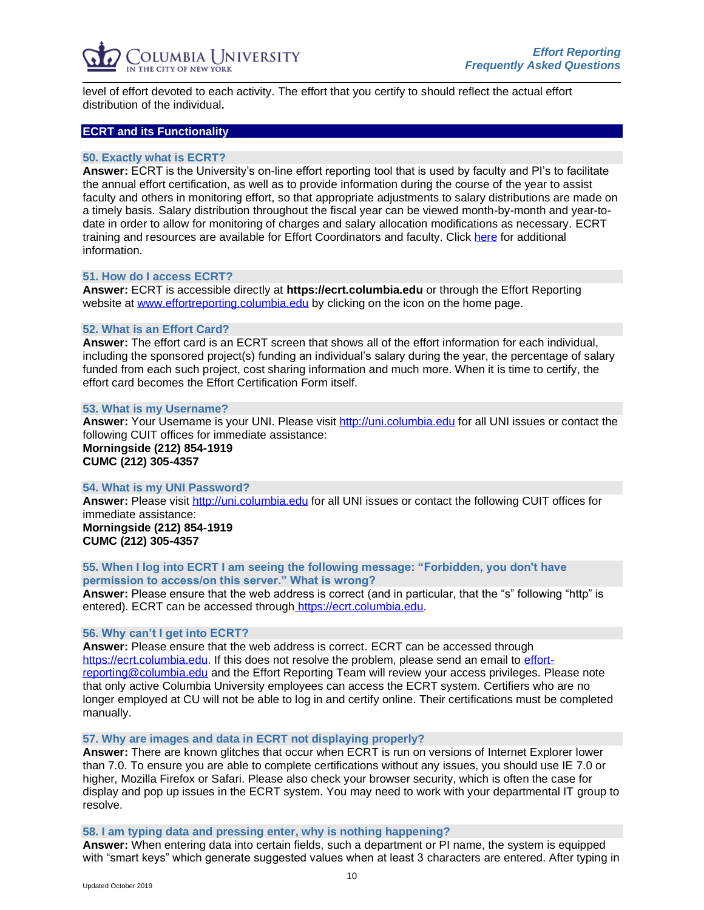level of effort devoted to each activity. The effort that you certify to should reflect the actual effort distribution of the individual**.**

## ECRT and its Functionality

### 50. Exactly what is ECRT?

**Answer:** ECRT is the University's on-line effort reporting tool that is used by faculty and PI's to facilitate the annual effort certification, as well as to provide information during the course of the year to assist faculty and others in monitoring effort, so that appropriate adjustments to salary distributions are made on a timely basis. Salary distribution throughout the fiscal year can be viewed month-by-month and year-to-date in order to allow for monitoring of charges and salary allocation modifications as necessary. ECRT training and resources are available for Effort Coordinators and faculty. Click here for additional information.

### 51. How do I access ECRT?

**Answer:** ECRT is accessible directly at **https://ecrt.columbia.edu** or through the Effort Reporting website at www.effortreporting.columbia.edu by clicking on the icon on the home page.

### 52. What is an Effort Card?

**Answer:** The effort card is an ECRT screen that shows all of the effort information for each individual, including the sponsored project(s) funding an individual's salary during the year, the percentage of salary funded from each such project, cost sharing information and much more. When it is time to certify, the effort card becomes the Effort Certification Form itself.

### 53. What is my Username?

**Answer:** Your Username is your UNI. Please visit http://uni.columbia.edu for all UNI issues or contact the following CUIT offices for immediate assistance:
**Morningside (212) 854-1919**
**CUMC (212) 305-4357**

### 54. What is my UNI Password?

**Answer:** Please visit http://uni.columbia.edu for all UNI issues or contact the following CUIT offices for immediate assistance:
**Morningside (212) 854-1919**
**CUMC (212) 305-4357**

### 55. When I log into ECRT I am seeing the following message: "Forbidden, you don't have permission to access/on this server." What is wrong?

**Answer:** Please ensure that the web address is correct (and in particular, that the "s" following "http" is entered). ECRT can be accessed through https://ecrt.columbia.edu.

### 56. Why can't I get into ECRT?

**Answer:** Please ensure that the web address is correct. ECRT can be accessed through https://ecrt.columbia.edu. If this does not resolve the problem, please send an email to effort-reporting@columbia.edu and the Effort Reporting Team will review your access privileges. Please note that only active Columbia University employees can access the ECRT system. Certifiers who are no longer employed at CU will not be able to log in and certify online. Their certifications must be completed manually.

### 57. Why are images and data in ECRT not displaying properly?

**Answer:** There are known glitches that occur when ECRT is run on versions of Internet Explorer lower than 7.0. To ensure you are able to complete certifications without any issues, you should use IE 7.0 or higher, Mozilla Firefox or Safari. Please also check your browser security, which is often the case for display and pop up issues in the ECRT system. You may need to work with your departmental IT group to resolve.

### 58. I am typing data and pressing enter, why is nothing happening?

**Answer:** When entering data into certain fields, such a department or PI name, the system is equipped with "smart keys" which generate suggested values when at least 3 characters are entered. After typing in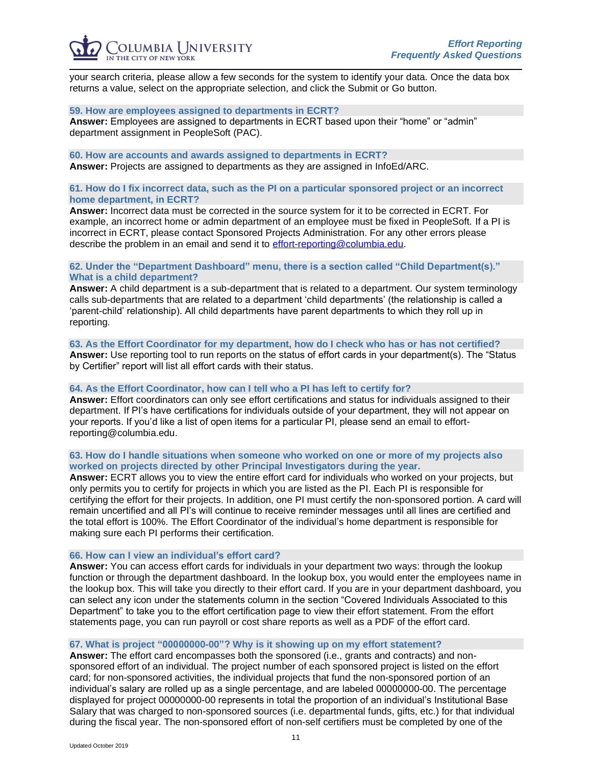your search criteria, please allow a few seconds for the system to identify your data. Once the data box returns a value, select on the appropriate selection, and click the Submit or Go button.

### 59. How are employees assigned to departments in ECRT?

**Answer:** Employees are assigned to departments in ECRT based upon their "home" or "admin" department assignment in PeopleSoft (PAC).

### 60. How are accounts and awards assigned to departments in ECRT?

**Answer:** Projects are assigned to departments as they are assigned in InfoEd/ARC.

### 61. How do I fix incorrect data, such as the PI on a particular sponsored project or an incorrect home department, in ECRT?

**Answer:** Incorrect data must be corrected in the source system for it to be corrected in ECRT. For example, an incorrect home or admin department of an employee must be fixed in PeopleSoft. If a PI is incorrect in ECRT, please contact Sponsored Projects Administration. For any other errors please describe the problem in an email and send it to [effort-reporting@columbia.edu](mailto:effort-reporting@columbia.edu).

### 62. Under the "Department Dashboard" menu, there is a section called "Child Department(s)." What is a child department?

**Answer:** A child department is a sub-department that is related to a department. Our system terminology calls sub-departments that are related to a department 'child departments' (the relationship is called a 'parent-child' relationship). All child departments have parent departments to which they roll up in reporting.

### 63. As the Effort Coordinator for my department, how do I check who has or has not certified?

**Answer:** Use reporting tool to run reports on the status of effort cards in your department(s). The "Status by Certifier" report will list all effort cards with their status.

### 64. As the Effort Coordinator, how can I tell who a PI has left to certify for?

**Answer:** Effort coordinators can only see effort certifications and status for individuals assigned to their department. If PI's have certifications for individuals outside of your department, they will not appear on your reports. If you'd like a list of open items for a particular PI, please send an email to effort-reporting@columbia.edu.

### 63. How do I handle situations when someone who worked on one or more of my projects also worked on projects directed by other Principal Investigators during the year.

**Answer:** ECRT allows you to view the entire effort card for individuals who worked on your projects, but only permits you to certify for projects in which you are listed as the PI. Each PI is responsible for certifying the effort for their projects. In addition, one PI must certify the non-sponsored portion. A card will remain uncertified and all PI's will continue to receive reminder messages until all lines are certified and the total effort is 100%. The Effort Coordinator of the individual's home department is responsible for making sure each PI performs their certification.

### 66. How can I view an individual's effort card?

**Answer:** You can access effort cards for individuals in your department two ways: through the lookup function or through the department dashboard. In the lookup box, you would enter the employees name in the lookup box. This will take you directly to their effort card. If you are in your department dashboard, you can select any icon under the statements column in the section "Covered Individuals Associated to this Department" to take you to the effort certification page to view their effort statement. From the effort statements page, you can run payroll or cost share reports as well as a PDF of the effort card.

### 67. What is project "00000000-00"? Why is it showing up on my effort statement?

**Answer:** The effort card encompasses both the sponsored (i.e., grants and contracts) and non-sponsored effort of an individual. The project number of each sponsored project is listed on the effort card; for non-sponsored activities, the individual projects that fund the non-sponsored portion of an individual's salary are rolled up as a single percentage, and are labeled 00000000-00. The percentage displayed for project 00000000-00 represents in total the proportion of an individual's Institutional Base Salary that was charged to non-sponsored sources (i.e. departmental funds, gifts, etc.) for that individual during the fiscal year. The non-sponsored effort of non-self certifiers must be completed by one of the

Updated October 2019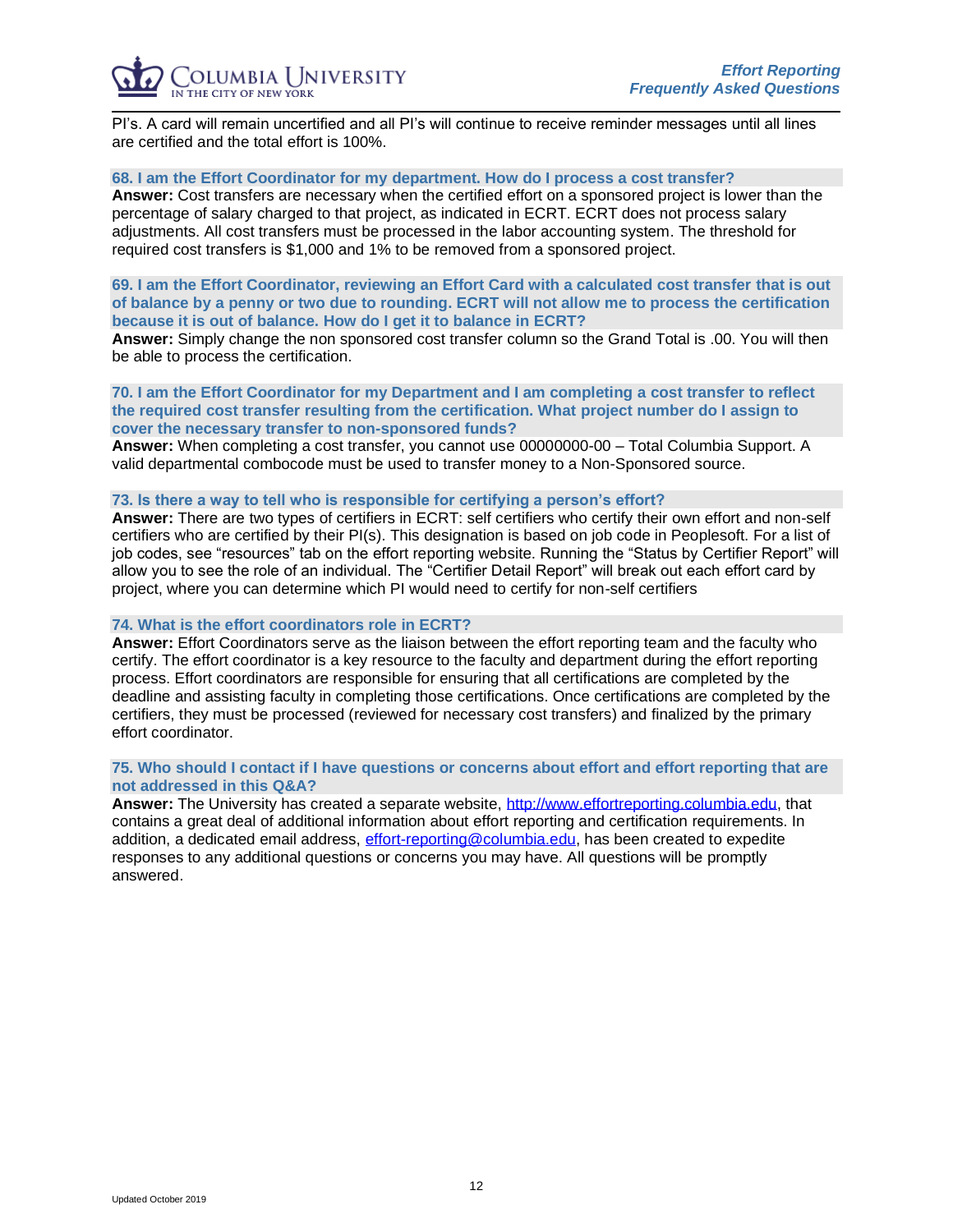PI's. A card will remain uncertified and all PI's will continue to receive reminder messages until all lines are certified and the total effort is 100%.

### 68. I am the Effort Coordinator for my department. How do I process a cost transfer?

**Answer:** Cost transfers are necessary when the certified effort on a sponsored project is lower than the percentage of salary charged to that project, as indicated in ECRT. ECRT does not process salary adjustments. All cost transfers must be processed in the labor accounting system. The threshold for required cost transfers is $1,000 and 1% to be removed from a sponsored project.

### 69. I am the Effort Coordinator, reviewing an Effort Card with a calculated cost transfer that is out of balance by a penny or two due to rounding. ECRT will not allow me to process the certification because it is out of balance. How do I get it to balance in ECRT?

**Answer:** Simply change the non sponsored cost transfer column so the Grand Total is .00. You will then be able to process the certification.

### 70. I am the Effort Coordinator for my Department and I am completing a cost transfer to reflect the required cost transfer resulting from the certification. What project number do I assign to cover the necessary transfer to non-sponsored funds?

**Answer:** When completing a cost transfer, you cannot use 00000000-00 – Total Columbia Support. A valid departmental combocode must be used to transfer money to a Non-Sponsored source.

### 73. Is there a way to tell who is responsible for certifying a person's effort?

**Answer:** There are two types of certifiers in ECRT: self certifiers who certify their own effort and non-self certifiers who are certified by their PI(s). This designation is based on job code in Peoplesoft. For a list of job codes, see "resources" tab on the effort reporting website. Running the "Status by Certifier Report" will allow you to see the role of an individual. The "Certifier Detail Report" will break out each effort card by project, where you can determine which PI would need to certify for non-self certifiers

### 74. What is the effort coordinators role in ECRT?

**Answer:** Effort Coordinators serve as the liaison between the effort reporting team and the faculty who certify. The effort coordinator is a key resource to the faculty and department during the effort reporting process. Effort coordinators are responsible for ensuring that all certifications are completed by the deadline and assisting faculty in completing those certifications. Once certifications are completed by the certifiers, they must be processed (reviewed for necessary cost transfers) and finalized by the primary effort coordinator.

### 75. Who should I contact if I have questions or concerns about effort and effort reporting that are not addressed in this Q&A?

**Answer:** The University has created a separate website, [http://www.effortreporting.columbia.edu](http://www.effortreporting.columbia.edu), that contains a great deal of additional information about effort reporting and certification requirements. In addition, a dedicated email address, [effort-reporting@columbia.edu](mailto:effort-reporting@columbia.edu), has been created to expedite responses to any additional questions or concerns you may have. All questions will be promptly answered.

Updated October 2019